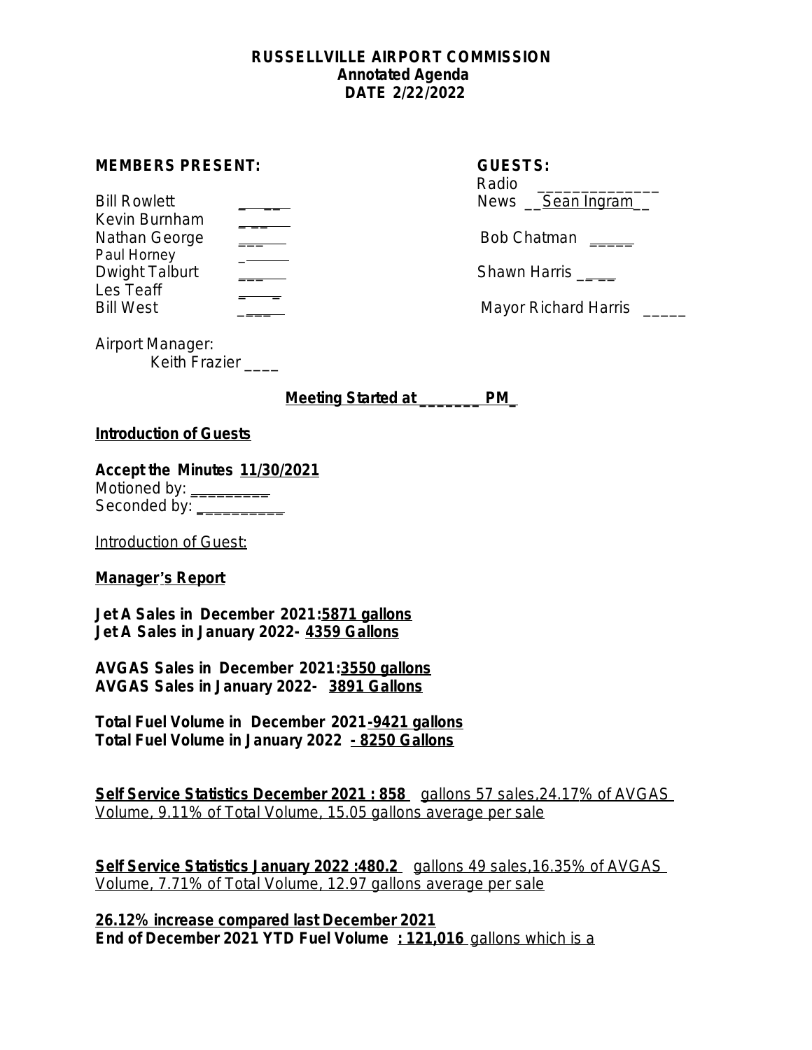**RUSSELLVILLE AIRPORT COMMISSION**
**Annotated Agenda**
**DATE 2/22/2022**

**MEMBERS PRESENT:**

Bill Rowlett _____
Kevin Burnham _____
Nathan George _____
Paul Horney _____
Dwight Talburt _____
Les Teaff _____
Bill West _____

Airport Manager:
Keith Frazier ____

**GUESTS:**

Radio ______________
News __Sean Ingram__

Bob Chatman _____

Shawn Harris _____

Mayor Richard Harris _____

**Meeting Started at _______ PM_**

**Introduction of Guests**

**Accept the Minutes 11/30/2021**
Motioned by: _________
Seconded by: __________

Introduction of Guest:

**Manager's Report**

**Jet A Sales in December 2021:5871 gallons**
**Jet A Sales in January 2022- 4359 Gallons**

**AVGAS Sales in December 2021:3550 gallons**
**AVGAS Sales in January 2022- 3891 Gallons**

**Total Fuel Volume in December 2021-9421 gallons**
**Total Fuel Volume in January 2022 - 8250 Gallons**

**Self Service Statistics December 2021 : 858** gallons 57 sales,24.17% of AVGAS Volume, 9.11% of Total Volume, 15.05 gallons average per sale

**Self Service Statistics January 2022 :480.2** gallons 49 sales,16.35% of AVGAS Volume, 7.71% of Total Volume, 12.97 gallons average per sale

**26.12% increase compared last December 2021**
**End of December 2021 YTD Fuel Volume : 121,016** gallons which is a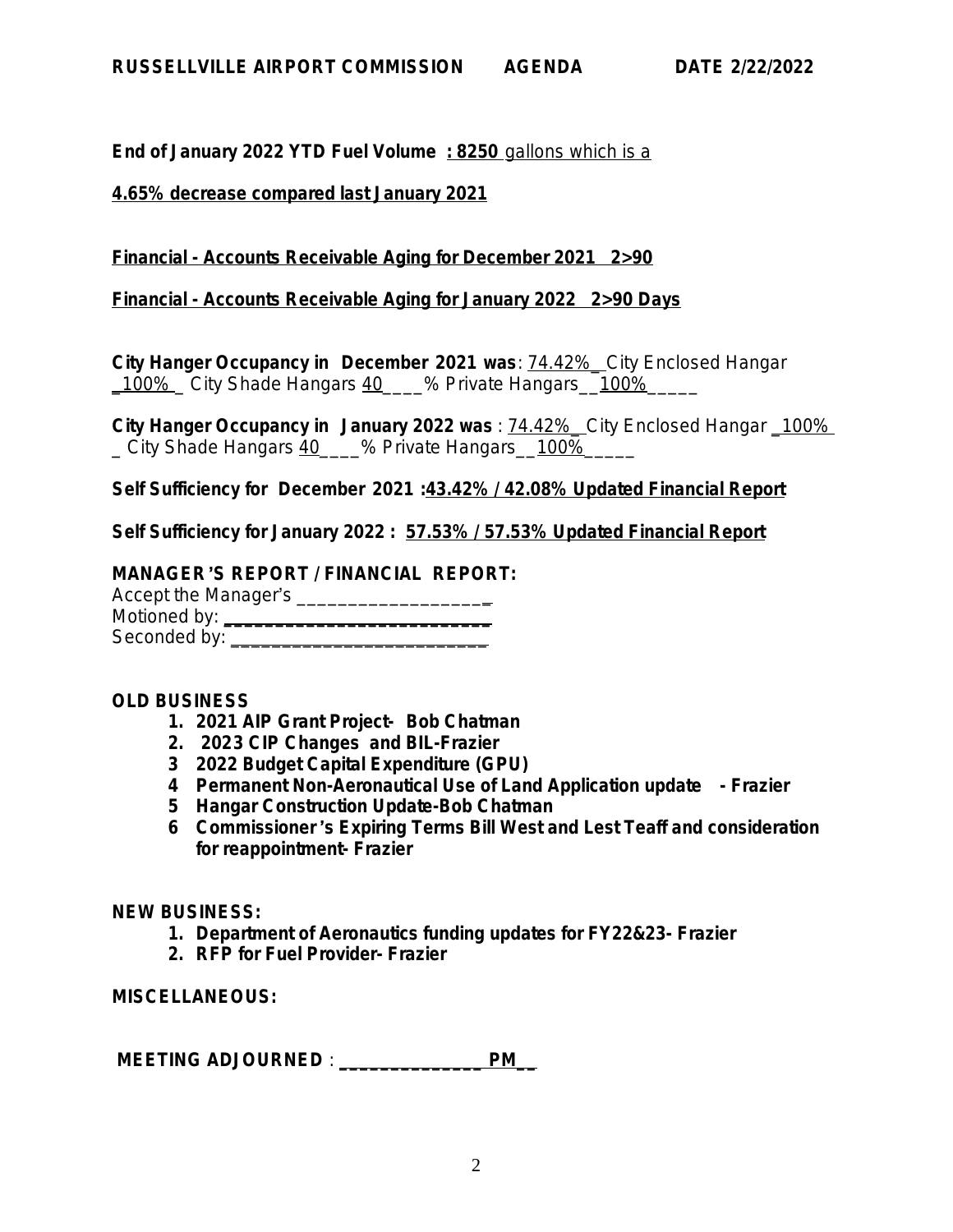**RUSSELLVILLE AIRPORT COMMISSION AGENDA DATE 2/22/2022**

**End of January 2022 YTD Fuel Volume : 8250** gallons which is a

**4.65% decrease compared last January 2021**

**Financial - Accounts Receivable Aging for December 2021 2>90**

**Financial - Accounts Receivable Aging for January 2022 2>90 Days**

**City Hanger Occupancy in December 2021 was**: 74.42%_ City Enclosed Hangar _100%_ City Shade Hangars 40____% Private Hangars__100%_____

**City Hanger Occupancy in January 2022 was** : 74.42%_ City Enclosed Hangar _100% _ City Shade Hangars 40____% Private Hangars__100%_____

**Self Sufficiency for December 2021 :43.42% / 42.08% Updated Financial Report**

**Self Sufficiency for January 2022 : 57.53% / 57.53% Updated Financial Report**

**MANAGER'S REPORT / FINANCIAL REPORT:**

Accept the Manager's ___________________
Motioned by: _________________________
Seconded by: _________________________

**OLD BUSINESS**

1. **2021 AIP Grant Project- Bob Chatman**
2. **2023 CIP Changes and BIL-Frazier**
3. **2022 Budget Capital Expenditure (GPU)**
4. **Permanent Non-Aeronautical Use of Land Application update - Frazier**
5. **Hangar Construction Update-Bob Chatman**
6. **Commissioner's Expiring Terms Bill West and Lest Teaff and consideration for reappointment- Frazier**

**NEW BUSINESS:**

1. **Department of Aeronautics funding updates for FY22&23- Frazier**
2. **RFP for Fuel Provider- Frazier**

**MISCELLANEOUS:**

**MEETING ADJOURNED** : ______________ **PM**__